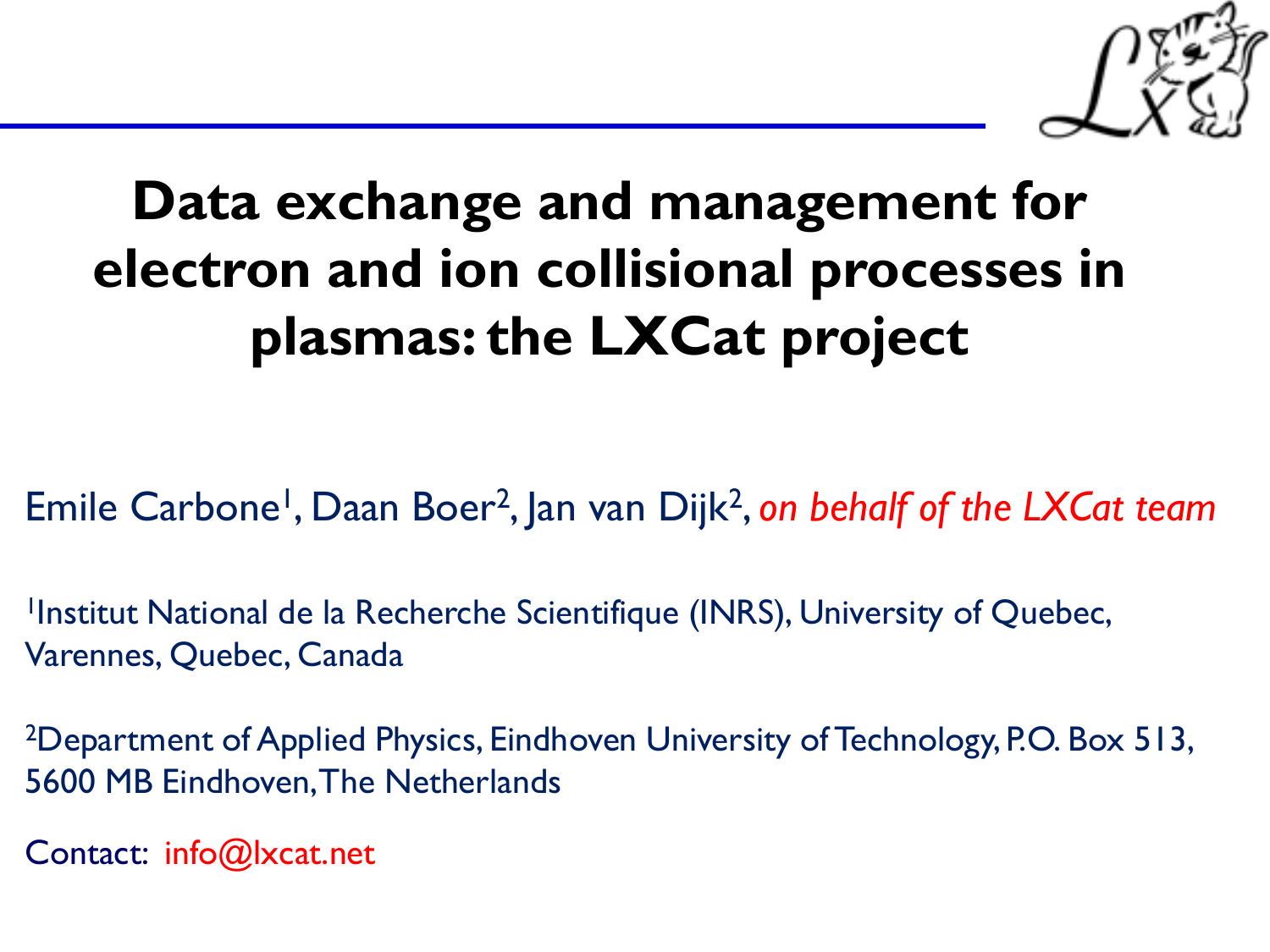# Data exchange and management for electron and ion collisional processes in plasmas: the LXCat project

Emile Carbone[1], Daan Boer[2], Jan van Dijk[2], *on behalf of the LXCat team*

[1]Institut National de la Recherche Scientifique (INRS), University of Quebec, Varennes, Quebec, Canada

[2]Department of Applied Physics, Eindhoven University of Technology, P.O. Box 513, 5600 MB Eindhoven, The Netherlands

Contact: info@lxcat.net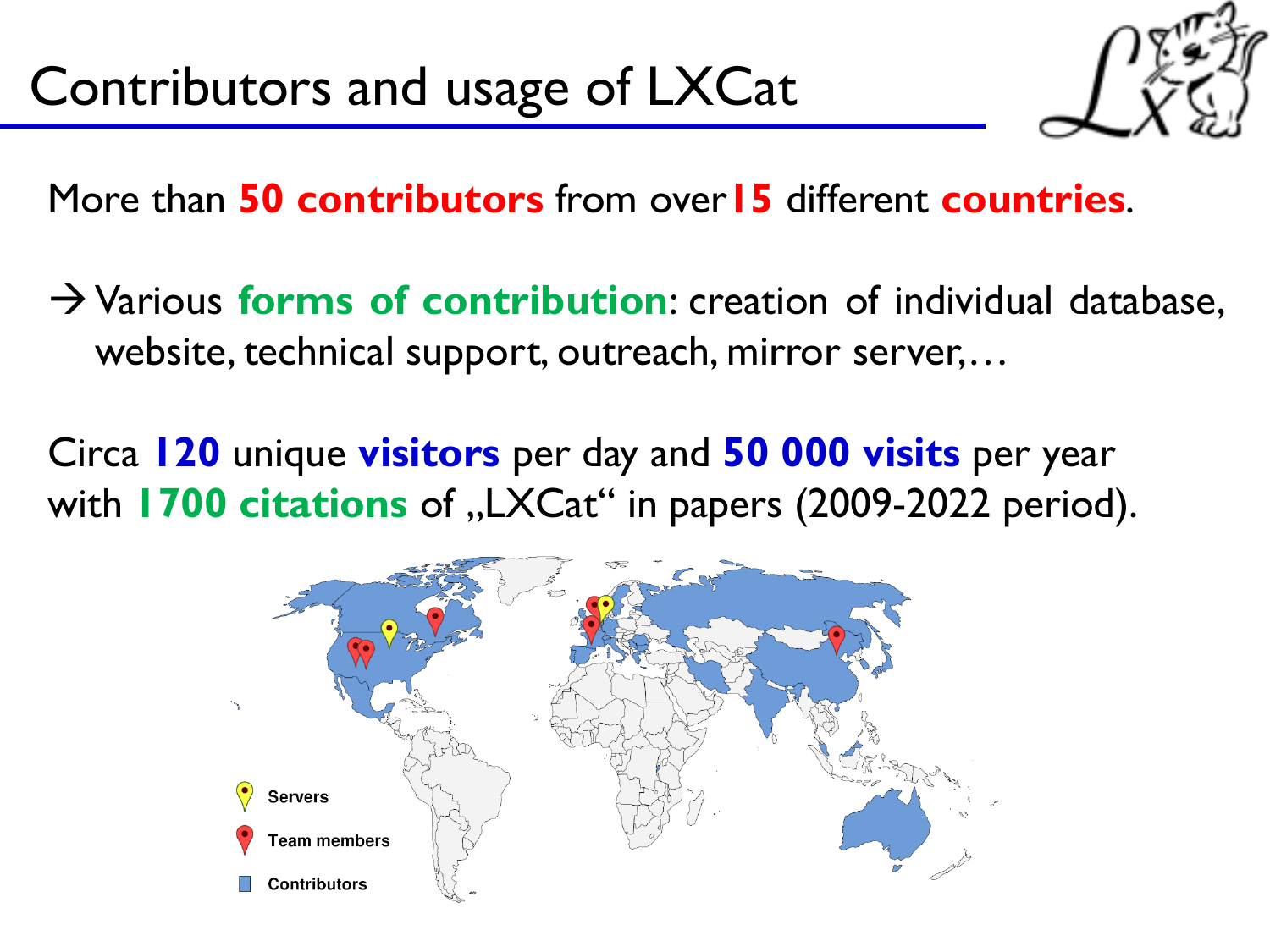# Contributors and usage of LXCat

More than **50 contributors** from over **15** different **countries**.

→ Various **forms of contribution**: creation of individual database, website, technical support, outreach, mirror server,…

Circa **120** unique **visitors** per day and **50 000 visits** per year with **1700 citations** of „LXCat“ in papers (2009-2022 period).

Servers

Team members

Contributors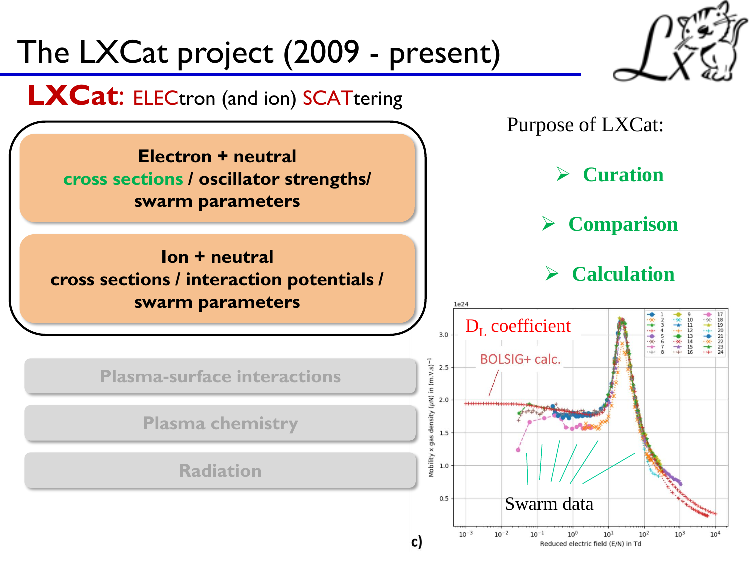# The LXCat project (2009 - present)

**LXCat**: ELECtron (and ion) SCATtering

**Electron + neutral**
**cross sections / oscillator strengths/ swarm parameters**

**Ion + neutral**
**cross sections / interaction potentials / swarm parameters**

Plasma-surface interactions

Plasma chemistry

Radiation

Purpose of LXCat:

- **Curation**
- **Comparison**
- **Calculation**

$D_L$ coefficient

BOLSIG+ calc.

Swarm data

Mobility x gas density ($\mu$N) in (m.V.s)$^{-1}$

Reduced electric field (E/N) in Td

c)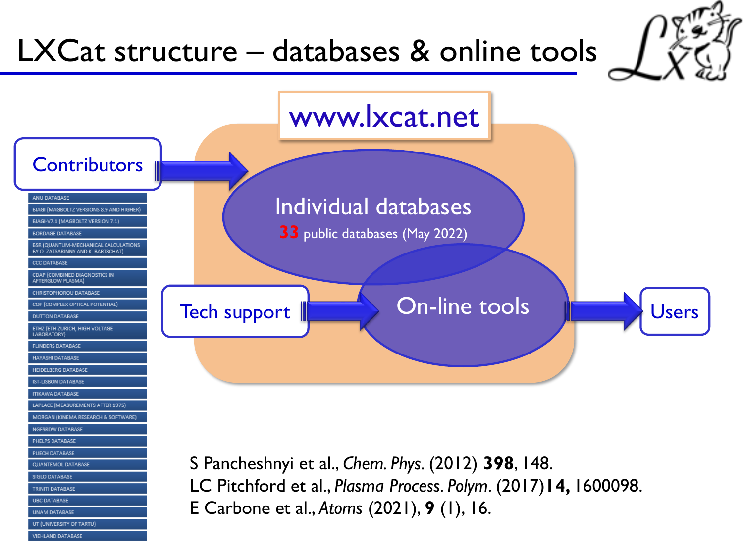# LXCat structure – databases & online tools

**www.lxcat.net**

- Contributors → Individual databases — **33** public databases (May 2022)
- Tech support → On-line tools → Users

Databases:

- ANU DATABASE
- BIAGI (MAGBOLTZ VERSIONS 8.9 AND HIGHER)
- BIAGI-V7.1 (MAGBOLTZ VERSION 7.1)
- BORDAGE DATABASE
- BSR (QUANTUM-MECHANICAL CALCULATIONS BY O. ZATSARINNY AND K. BARTSCHAT)
- CCC DATABASE
- CDAP (COMBINED DIAGNOSTICS IN AFTERGLOW PLASMA)
- CHRISTOPHOROU DATABASE
- COP (COMPLEX OPTICAL POTENTIAL)
- DUTTON DATABASE
- ETHZ (ETH ZURICH, HIGH VOLTAGE LABORATORY)
- FLINDERS DATABASE
- HAYASHI DATABASE
- HEIDELBERG DATABASE
- IST-LISBON DATABASE
- ITIKAWA DATABASE
- LAPLACE (MEASUREMENTS AFTER 1975)
- MORGAN (KINEMA RESEARCH & SOFTWARE)
- NGFSRDW DATABASE
- PHELPS DATABASE
- PUECH DATABASE
- QUANTEMOL DATABASE
- SIGLO DATABASE
- TRINITI DATABASE
- UBC DATABASE
- UNAM DATABASE
- UT (UNIVERSITY OF TARTU)
- VIEHLAND DATABASE

S Pancheshnyi et al., *Chem. Phys.* (2012) **398**, 148.
LC Pitchford et al., *Plasma Process. Polym.* (2017) **14,** 1600098.
E Carbone et al., *Atoms* (2021), **9** (1), 16.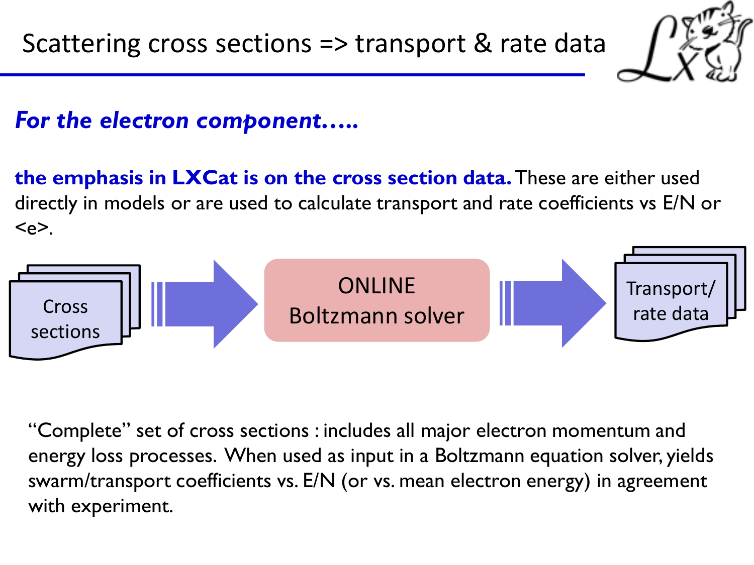# Scattering cross sections => transport & rate data

***For the electron component…..***

**the emphasis in LXCat is on the cross section data.** These are either used directly in models or are used to calculate transport and rate coefficients vs E/N or <e>.

Cross sections → ONLINE Boltzmann solver → Transport/ rate data

"Complete" set of cross sections : includes all major electron momentum and energy loss processes. When used as input in a Boltzmann equation solver, yields swarm/transport coefficients vs. E/N (or vs. mean electron energy) in agreement with experiment.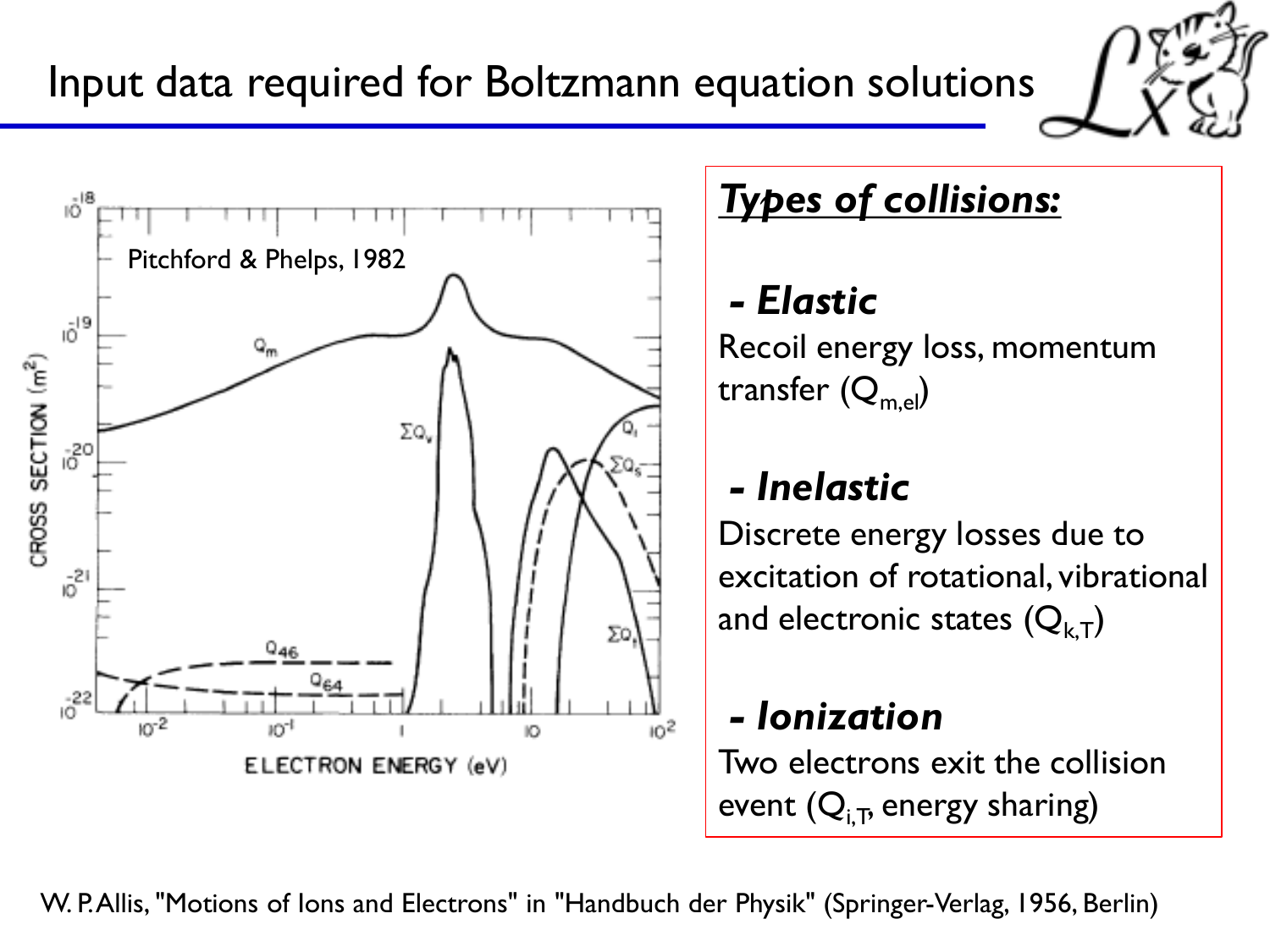# Input data required for Boltzmann equation solutions

Pitchford & Phelps, 1982

## *Types of collisions:*

**- *Elastic***

Recoil energy loss, momentum transfer ($Q_{m,el}$)

**- *Inelastic***

Discrete energy losses due to excitation of rotational, vibrational and electronic states ($Q_{k,T}$)

**- *Ionization***

Two electrons exit the collision event ($Q_{i,T}$, energy sharing)

W. P. Allis, "Motions of Ions and Electrons" in "Handbuch der Physik" (Springer-Verlag, 1956, Berlin)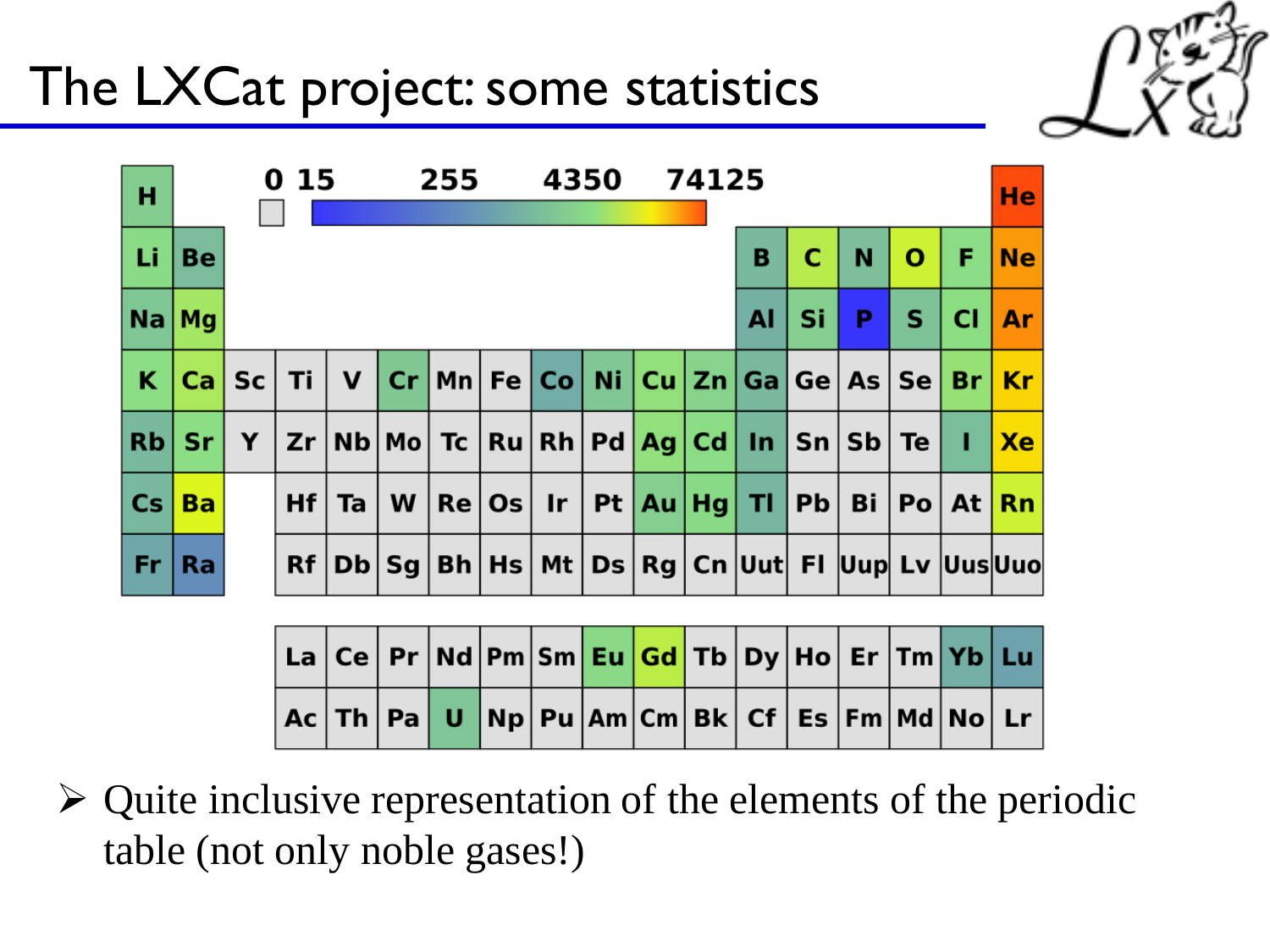# The LXCat project: some statistics

| H | | | | | | | | | | | | | | | | | He |
|---|---|---|---|---|---|---|---|---|---|---|---|---|---|---|---|---|---|
| Li | Be | | | | | | | | | | | B | C | N | O | F | Ne |
| Na | Mg | | | | | | | | | | | Al | Si | P | S | Cl | Ar |
| K | Ca | Sc | Ti | V | Cr | Mn | Fe | Co | Ni | Cu | Zn | Ga | Ge | As | Se | Br | Kr |
| Rb | Sr | Y | Zr | Nb | Mo | Tc | Ru | Rh | Pd | Ag | Cd | In | Sn | Sb | Te | I | Xe |
| Cs | Ba | | Hf | Ta | W | Re | Os | Ir | Pt | Au | Hg | Tl | Pb | Bi | Po | At | Rn |
| Fr | Ra | | Rf | Db | Sg | Bh | Hs | Mt | Ds | Rg | Cn | Uut | Fl | Uup | Lv | Uus | Uuo |

| La | Ce | Pr | Nd | Pm | Sm | Eu | Gd | Tb | Dy | Ho | Er | Tm | Yb | Lu |
|---|---|---|---|---|---|---|---|---|---|---|---|---|---|---|
| Ac | Th | Pa | U | Np | Pu | Am | Cm | Bk | Cf | Es | Fm | Md | No | Lr |

Color scale: 0, 15, 255, 4350, 74125

- Quite inclusive representation of the elements of the periodic table (not only noble gases!)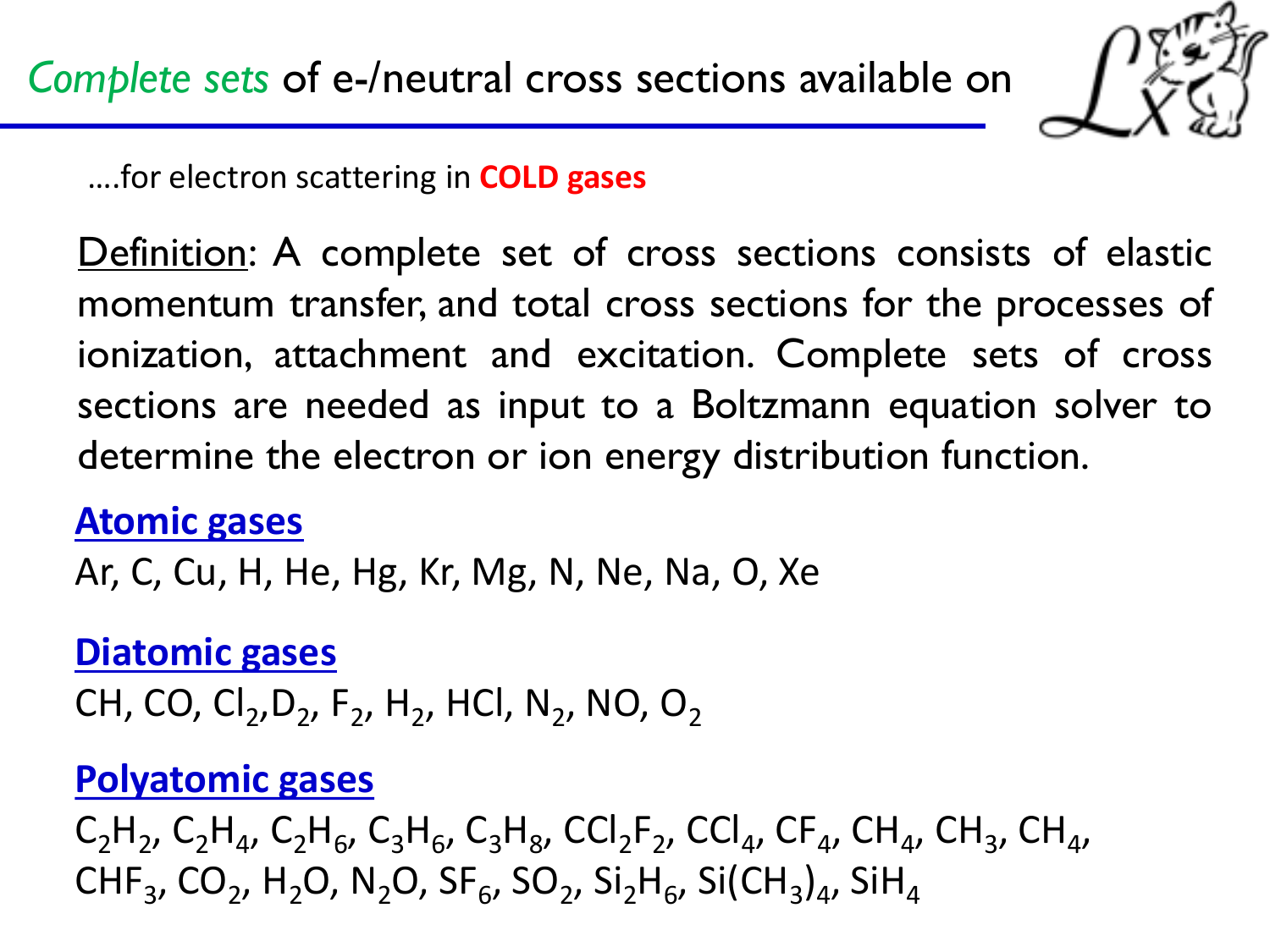# *Complete sets* of e-/neutral cross sections available on

....for electron scattering in **COLD gases**

<u>Definition</u>: A complete set of cross sections consists of elastic momentum transfer, and total cross sections for the processes of ionization, attachment and excitation. Complete sets of cross sections are needed as input to a Boltzmann equation solver to determine the electron or ion energy distribution function.

**Atomic gases**

Ar, C, Cu, H, He, Hg, Kr, Mg, N, Ne, Na, O, Xe

**Diatomic gases**

CH, CO, $Cl_2$,$D_2$, $F_2$, $H_2$, HCl, $N_2$, NO, $O_2$

**Polyatomic gases**

$C_2H_2$, $C_2H_4$, $C_2H_6$, $C_3H_6$, $C_3H_8$, $CCl_2F_2$, $CCl_4$, $CF_4$, $CH_4$, $CH_3$, $CH_4$, $CHF_3$, $CO_2$, $H_2O$, $N_2O$, $SF_6$, $SO_2$, $Si_2H_6$, $Si(CH_3)_4$, $SiH_4$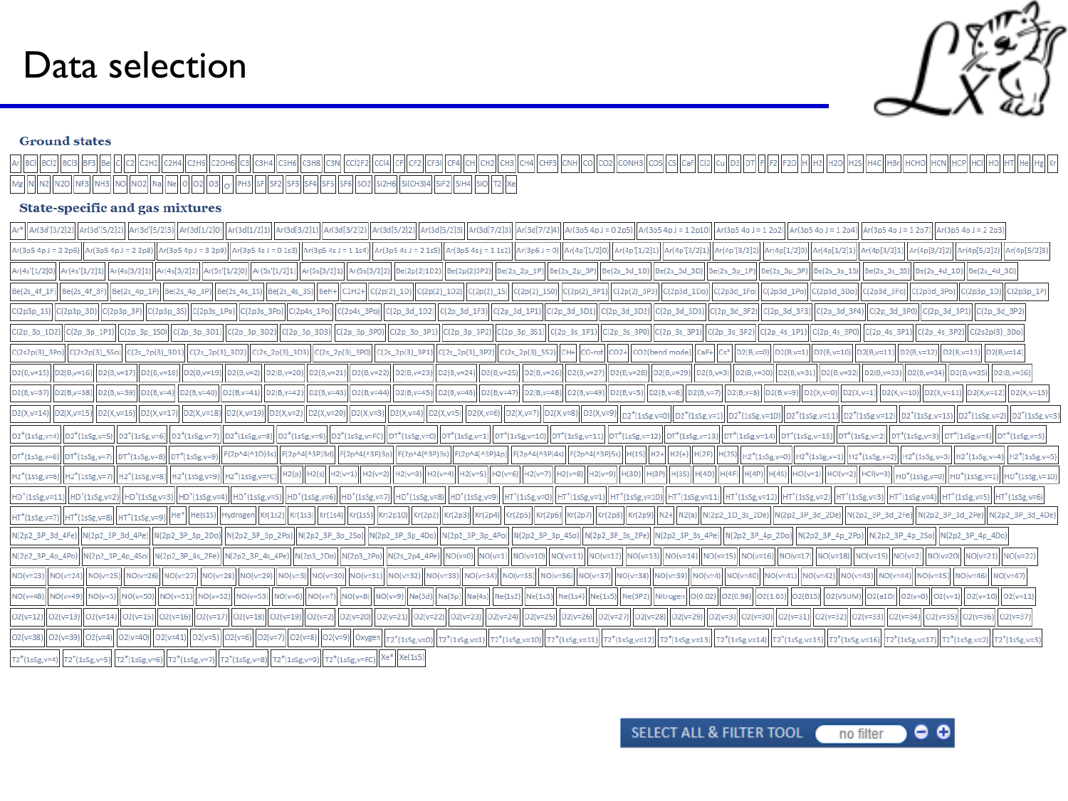# Data selection

## Ground states

Ar | BCl | BCl2 | BCl3 | BF3 | Be | C | C2 | C2H2 | C2H4 | C2H6 | C2OH6 | C3 | C3H4 | C3H6 | C3H8 | C3N | CCl2F2 | CCl4 | CF | CF2 | CF3I | CF4 | CH | CH2 | CH3 | CH4 | CHF3 | CNH | CO | CO2 | CONH3 | COS | CS | CaF | Cl2 | Cu | D2 | DT | F | F2 | F2O | H | H2 | H2O | H2S | H4C | HBr | HCHO | HCN | HCP | HCl | HD | HT | He | Hg | Kr | Mg | N | N2 | N2O | NF3 | NH3 | NO | NO2 | Na | Ne | O | O2 | O3 | O- | PH3 | SF | SF2 | SF3 | SF4 | SF5 | SF6 | SO2 | Si2H6 | Si(CH3)4 | SiF2 | SiH4 | SiO | T2 | Xe

## State-specific and gas mixtures

Ar* | Ar(3d'[3/2]2] | Ar(3d'[5/2]2] | Ar(3d'[5/2]3] | Ar(3d[1/2]0] | Ar(3d[1/2]1] | Ar(3d[3/2]1] | Ar(3d[3/2]2] | Ar(3d[5/2]2] | Ar(3d[5/2]3] | Ar(3d[7/2]3] | Ar(3d[7/2]4] | Ar(3p5 4p J = 0 2p5] | Ar(3p5 4p J = 1 2p10] | Ar(3p5 4p J = 1 2p2] | Ar(3p5 4p J = 1 2p4] | Ar(3p5 4p J = 1 2p7] | Ar(3p5 4p J = 2 2p3] | Ar(3p5 4p J = 2 2p6] | Ar(3p5 4p J = 2 2p8] | Ar(3p5 4p J = 3 2p9] | Ar(3p5 4s J = 0 1s3] | Ar(3p5 4s J = 1 1s4] | Ar(3p5 4s J = 2 1s5] | Ar(3p5 4s J = 1 1s2] | Ar(3p6 J = 0] | Ar(4p'[1/2]0] | Ar(4p'[1/2]1] | Ar(4p'[3/2]1] | Ar(4p'[3/2]2] | Ar(4p[1/2]0] | Ar(4p[1/2]1] | Ar(4p[3/2]1] | Ar(4p[3/2]2] | Ar(4p[5/2]2] | Ar(4p[5/2]3] | Ar(4s'[1/2]0] | Ar(4s'[1/2]1] | Ar(4s[3/2]1] | Ar(4s[3/2]2] | Ar(5s'[1/2]0] | Ar(5s'[1/2]1] | Ar(5s[3/2]1] | Ar(5s[3/2]2] | Be(2p(2)1D2] | Be(2p(2)3P2] | Be(2s_2p_1P] | Be(2s_2p_3P] | Be(2s_3d_1D] | Be(2s_3d_3D] | Be(2s_3p_1P] | Be(2s_3p_3P] | Be(2s_3s_1S] | Be(2s_3s_3S] | Be(2s_4d_1D] | Be(2s_4d_3D] | Be(2s_4f_1F] | Be(2s_4f_3F] | Be(2s_4p_1P] | Be(2s_4p_3P] | Be(2s_4s_1S] | Be(2s_4s_3S] | BeH+ | C2H2+ | C(2p(2)_1D] | C(2p(2)_1D2] | C(2p(2)_1S] | C(2p(2)_1S0] | C(2p(2)_3P1] | C(2p(2)_3P3] | C(2p3d_1Do] | C(2p3d_1Fo] | C(2p3d_1Po] | C(2p3d_3Do] | C(2p3d_3Fo] | C(2p3d_3Po] | C(2p3p_1D] | C(2p3p_1P] | C(2p3p_1S] | C(2p3p_3D] | C(2p3p_3P] | C(2p3p_3S] | C(2p3s_1Po] | C(2p3s_3Po] | C(2p4s_1Po] | C(2p4s_3Po] | C(2p_3d_1D2] | C(2p_3d_1F3] | C(2p_3d_1P1] | C(2p_3d_3D1] | C(2p_3d_3D2] | C(2p_3d_3D3] | C(2p_3d_3F2] | C(2p_3d_3F3] | C(2p_3d_3F4] | C(2p_3d_3P0] | C(2p_3d_3P1] | C(2p_3d_3P2] | C(2p_3p_1D2] | C(2p_3p_1P1] | C(2p_3p_1S0] | C(2p_3p_3D1] | C(2p_3p_3D2] | C(2p_3p_3D3] | C(2p_3p_3P0] | C(2p_3p_3P1] | C(2p_3p_3P2] | C(2p_3p_3S1] | C(2p_3s_1P1] | C(2p_3s_3P0] | C(2p_3s_3P1] | C(2p_3s_3P2] | C(2p_4s_1P1] | C(2p_4s_3P0] | C(2p_4s_3P1] | C(2p_4s_3P2] | C(2s2p(3)_3Do] | C(2s2p(3)_3Po] | C(2s2p(3)_5So] | C(2s_2p(3)_3D1] | C(2s_2p(3)_3D2] | C(2s_2p(3)_3D3] | C(2s_2p(3)_3P0] | C(2s_2p(3)_3P1] | C(2s_2p(3)_3P2] | C(2s_2p(3)_5S2] | CH+ | CO-rot | CO2+ | CO2(bend mode) | CaF+ | Cs+ | D2(B,v=0) | D2(B,v=1) | D2(B,v=10) | D2(B,v=11) | D2(B,v=12) | D2(B,v=13) | D2(B,v=14) | D2(B,v=15) | D2(B,v=16) | D2(B,v=17) | D2(B,v=18) | D2(B,v=19) | D2(B,v=2) | D2(B,v=20) | D2(B,v=21) | D2(B,v=22) | D2(B,v=23) | D2(B,v=24) | D2(B,v=25) | D2(B,v=26) | D2(B,v=27) | D2(B,v=28) | D2(B,v=29) | D2(B,v=3) | D2(B,v=30) | D2(B,v=31) | D2(B,v=32) | D2(B,v=33) | D2(B,v=34) | D2(B,v=35) | D2(B,v=36) | D2(B,v=37) | D2(B,v=38) | D2(B,v=39) | D2(B,v=4) | D2(B,v=40) | D2(B,v=41) | D2(B,v=42) | D2(B,v=43) | D2(B,v=44) | D2(B,v=45) | D2(B,v=46) | D2(B,v=47) | D2(B,v=48) | D2(B,v=49) | D2(B,v=5) | D2(B,v=6) | D2(B,v=7) | D2(B,v=8) | D2(B,v=9) | D2(X,v=0) | D2(X,v=1) | D2(X,v=10) | D2(X,v=11) | D2(X,v=12) | D2(X,v=13) | D2(X,v=14) | D2(X,v=15) | D2(X,v=16) | D2(X,v=17) | D2(X,v=18) | D2(X,v=19) | D2(X,v=2) | D2(X,v=20) | D2(X,v=3) | D2(X,v=4) | D2(X,v=5) | D2(X,v=6) | D2(X,v=7) | D2(X,v=8) | D2(X,v=9) | D2+(1sSg,v=0) | D2+(1sSg,v=1) | D2+(1sSg,v=10) | D2+(1sSg,v=11) | D2+(1sSg,v=12) | D2+(1sSg,v=13) | D2+(1sSg,v=2) | D2+(1sSg,v=3) | D2+(1sSg,v=4) | D2+(1sSg,v=5) | D2+(1sSg,v=6) | D2+(1sSg,v=7) | D2+(1sSg,v=8) | D2+(1sSg,v=9) | D2+(1sSg,v=FC) | DT+(1sSg,v=0) | DT+(1sSg,v=1) | DT+(1sSg,v=10) | DT+(1sSg,v=11) | DT+(1sSg,v=12) | DT+(1sSg,v=13) | DT+(1sSg,v=14) | DT+(1sSg,v=15) | DT+(1sSg,v=2) | DT+(1sSg,v=3) | DT+(1sSg,v=4) | DT+(1sSg,v=5) | DT+(1sSg,v=6) | DT+(1sSg,v=7) | DT+(1sSg,v=8) | DT+(1sSg,v=9) | F(2p^4(^1D)3s) | F(2p^4(^3P)3d) | F(2p^4(^3P)3p) | F(2p^4(^3P)3s) | F(2p^4(^3P)4p) | F(2p^4(^3P)4s) | F(2p^4(^3P)5s) | H(1S) | H2+ | H2(+) | H(2P) | H(2S) | H2+(1sSg,v=0) | H2+(1sSg,v=1) | H2+(1sSg,v=2) | H2+(1sSg,v=3) | H2+(1sSg,v=4) | H2+(1sSg,v=5) | H2+(1sSg,v=6) | H2+(1sSg,v=7) | H2+(1sSg,v=8) | H2+(1sSg,v=9) | H2+(1sSg,v=FC) | H2(p) | H2(s) | H2(v=1) | H2(v=2) | H2(v=3) | H2(v=4) | H2(v=5) | H2(v=6) | H2(v=7) | H2(v=8) | H2(v=9) | H(3D) | H(3P) | H(3S) | H(4D) | H(4F) | H(4P) | H(4S) | HCl(v=1) | HCl(v=2) | HCl(v=3) | HD+(1sSg,v=0) | HD+(1sSg,v=1) | HD+(1sSg,v=10) | HD+(1sSg,v=11) | HD+(1sSg,v=2) | HD+(1sSg,v=3) | HD+(1sSg,v=4) | HD+(1sSg,v=5) | HD+(1sSg,v=6) | HD+(1sSg,v=7) | HD+(1sSg,v=8) | HD+(1sSg,v=9) | HT+(1sSg,v=0) | HT+(1sSg,v=1) | HT+(1sSg,v=10) | HT+(1sSg,v=11) | HT+(1sSg,v=12) | HT+(1sSg,v=2) | HT+(1sSg,v=3) | HT+(1sSg,v=4) | HT+(1sSg,v=5) | HT+(1sSg,v=6) | HT+(1sSg,v=7) | HT+(1sSg,v=8) | HT+(1sSg,v=9) | He* | He(s1S) | Hydrogen | Kr(1s2) | Kr(1s3) | Kr(1s4) | Kr(1s5) | Kr(2p10) | Kr(2p2) | Kr(2p3) | Kr(2p4) | Kr(2p5) | Kr(2p6) | Kr(2p7) | Kr(2p8) | Kr(2p9) | N2+ | N2(a) | N(2p2_1D_3s_2De) | N(2p2_3P_3d_2De) | N(2p2_3P_3d_2Fe) | N(2p2_3P_3d_2Pe) | N(2p2_3P_3d_4De) | N(2p2_3P_3d_4Fe) | N(2p2_3P_3d_4Pe) | N(2p2_3P_3p_2Do) | N(2p2_3P_3p_2Po) | N(2p2_3P_3p_2So) | N(2p2_3P_3p_4Do) | N(2p2_3P_3p_4Po) | N(2p2_3P_3p_4So) | N(2p2_3P_3s_2Pe) | N(2p2_3P_3s_4Pe) | N(2p2_3P_4p_2Do) | N(2p2_3P_4p_2Po) | N(2p2_3P_4p_2So) | N(2p2_3P_4p_4Do) | N(2p2_3P_4p_4Po) | N(2p2_3P_4p_4So) | N(2p2_3P_4s_2Pe) | N(2p2_3P_4s_4Pe) | N(2p3_2Do) | N(2p3_2Po) | N(2s_2p4_4Pe) | NO(v=0) | NO(v=1) | NO(v=10) | NO(v=11) | NO(v=12) | NO(v=13) | NO(v=14) | NO(v=15) | NO(v=16) | NO(v=17) | NO(v=18) | NO(v=19) | NO(v=2) | NO(v=20) | NO(v=21) | NO(v=22) | NO(v=23) | NO(v=24) | NO(v=25) | NO(v=26) | NO(v=27) | NO(v=28) | NO(v=29) | NO(v=3) | NO(v=30) | NO(v=31) | NO(v=32) | NO(v=33) | NO(v=34) | NO(v=35) | NO(v=36) | NO(v=37) | NO(v=38) | NO(v=39) | NO(v=4) | NO(v=40) | NO(v=41) | NO(v=42) | NO(v=43) | NO(v=44) | NO(v=45) | NO(v=46) | NO(v=47) | NO(v=48) | NO(v=49) | NO(v=5) | NO(v=50) | NO(v=51) | NO(v=52) | NO(v=53) | NO(v=6) | NO(v=7) | NO(v=8) | NO(v=9) | Na(3d) | Na(3p) | Na(4s) | Ne(1s2) | Ne(1s3) | Ne(1s4) | Ne(1s5) | Ne(3P2) | Nitrogen | O(0.02) | O2(0.98) | O2(1.63) | O2(B1S) | O2(VSUM) | O2(a1D) | O2(v=0) | O2(v=1) | O2(v=10) | O2(v=11) | O2(v=12) | O2(v=13) | O2(v=14) | O2(v=15) | O2(v=16) | O2(v=17) | O2(v=18) | O2(v=19) | O2(v=2) | O2(v=20) | O2(v=21) | O2(v=22) | O2(v=23) | O2(v=24) | O2(v=25) | O2(v=26) | O2(v=27) | O2(v=28) | O2(v=29) | O2(v=3) | O2(v=30) | O2(v=31) | O2(v=32) | O2(v=33) | O2(v=34) | O2(v=35) | O2(v=36) | O2(v=37) | O2(v=38) | O2(v=39) | O2(v=4) | O2(v=40) | O2(v=41) | O2(v=5) | O2(v=6) | O2(v=7) | O2(v=8) | O2(v=9) | Oxygen | T2+(1sSg,v=0) | T2+(1sSg,v=1) | T2+(1sSg,v=10) | T2+(1sSg,v=11) | T2+(1sSg,v=12) | T2+(1sSg,v=13) | T2+(1sSg,v=14) | T2+(1sSg,v=15) | T2+(1sSg,v=16) | T2+(1sSg,v=17) | T2+(1sSg,v=2) | T2+(1sSg,v=3) | T2+(1sSg,v=4) | T2+(1sSg,v=5) | T2+(1sSg,v=6) | T2+(1sSg,v=7) | T2+(1sSg,v=8) | T2+(1sSg,v=9) | T2+(1sSg,v=FC) | Xe* | Xe(1s5)

SELECT ALL & FILTER TOOL — no filter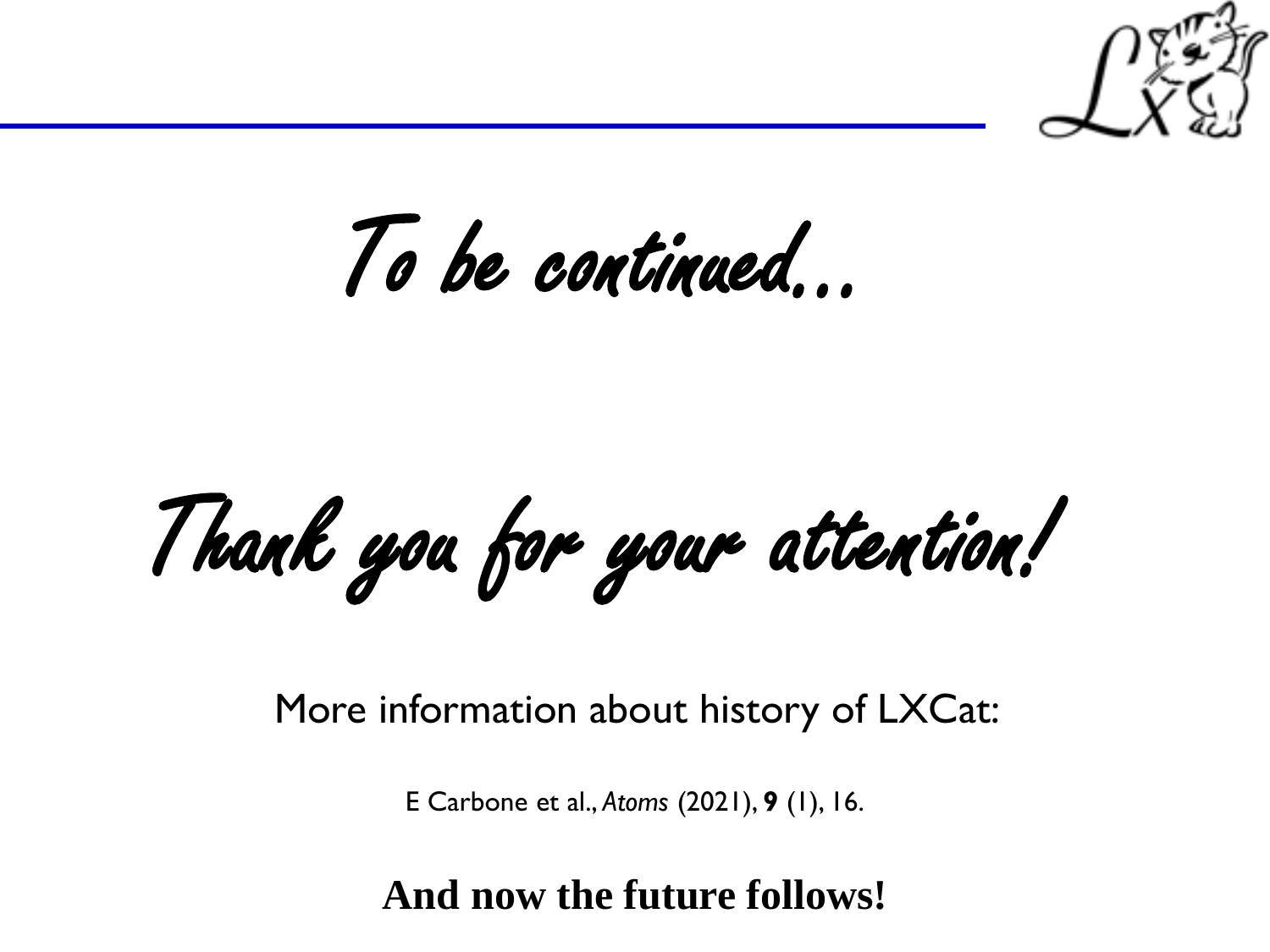*To be continued…*

*Thank you for your attention!*

More information about history of LXCat:

E Carbone et al., *Atoms* (2021), **9** (1), 16.

**And now the future follows!**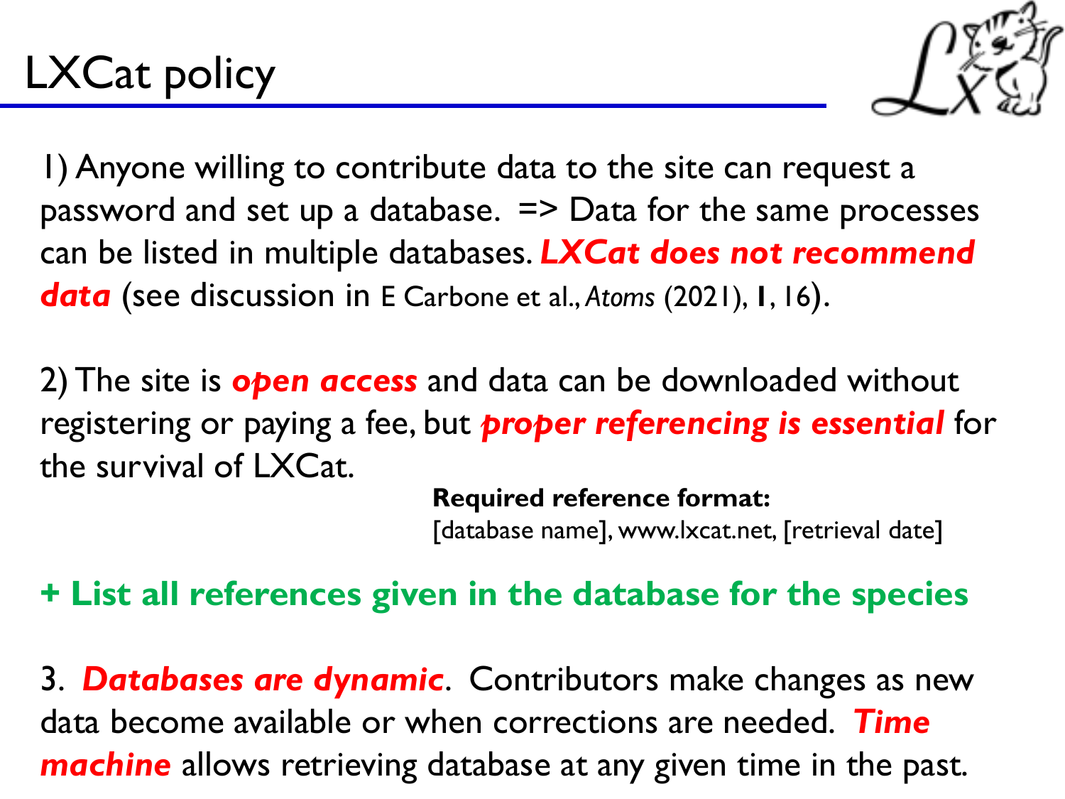# LXCat policy

1) Anyone willing to contribute data to the site can request a password and set up a database. => Data for the same processes can be listed in multiple databases. ***LXCat does not recommend data*** (see discussion in E Carbone et al., *Atoms* (2021), **1**, 16).

2) The site is ***open access*** and data can be downloaded without registering or paying a fee, but ***proper referencing is essential*** for the survival of LXCat.

**Required reference format:**
[database name], www.lxcat.net, [retrieval date]

**+ List all references given in the database for the species**

3. ***Databases are dynamic***. Contributors make changes as new data become available or when corrections are needed. ***Time machine*** allows retrieving database at any given time in the past.